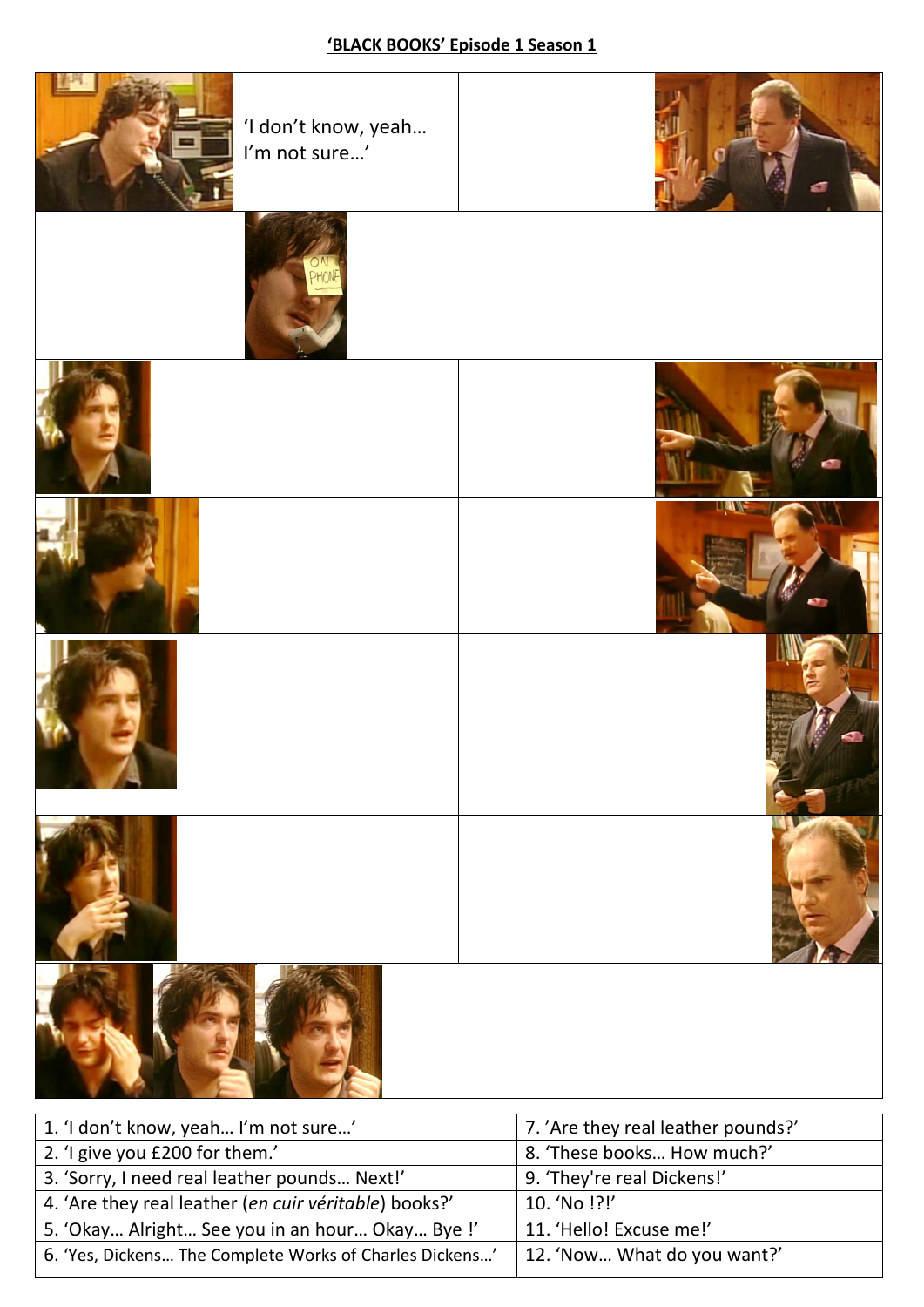**'BLACK BOOKS' Episode 1 Season 1**

'I don't know, yeah… I'm not sure…'

| | |
|---|---|
| 1. 'I don't know, yeah… I'm not sure…' | 7. 'Are they real leather pounds?' |
| 2. 'I give you £200 for them.' | 8. 'These books… How much?' |
| 3. 'Sorry, I need real leather pounds… Next!' | 9. 'They're real Dickens!' |
| 4. 'Are they real leather (*en cuir véritable*) books?' | 10. 'No !?!' |
| 5. 'Okay… Alright… See you in an hour… Okay… Bye !' | 11. 'Hello! Excuse me!' |
| 6. 'Yes, Dickens… The Complete Works of Charles Dickens…' | 12. 'Now… What do you want?' |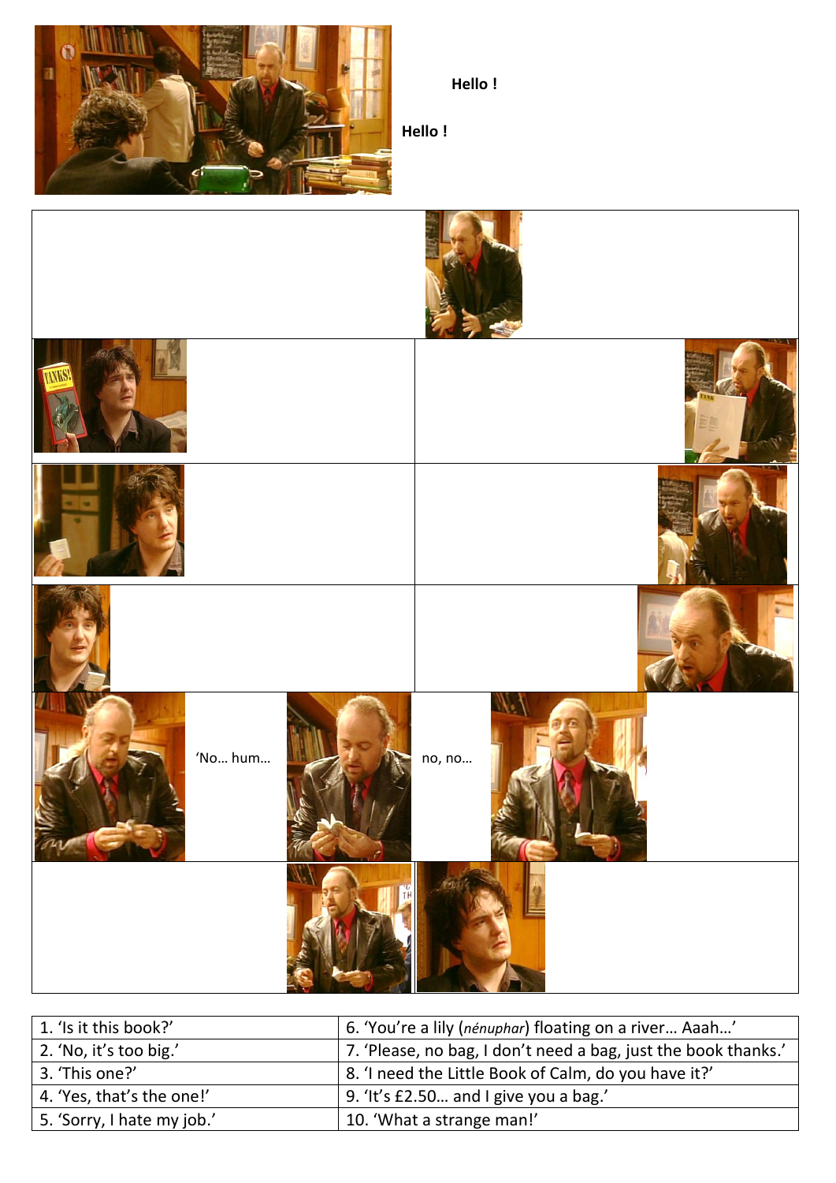Hello !

Hello !

'No… hum…

no, no…

| 1. 'Is it this book?' | 6. 'You're a lily (*nénuphar*) floating on a river… Aaah…' |
|---|---|
| 2. 'No, it's too big.' | 7. 'Please, no bag, I don't need a bag, just the book thanks.' |
| 3. 'This one?' | 8. 'I need the Little Book of Calm, do you have it?' |
| 4. 'Yes, that's the one!' | 9. 'It's £2.50… and I give you a bag.' |
| 5. 'Sorry, I hate my job.' | 10. 'What a strange man!' |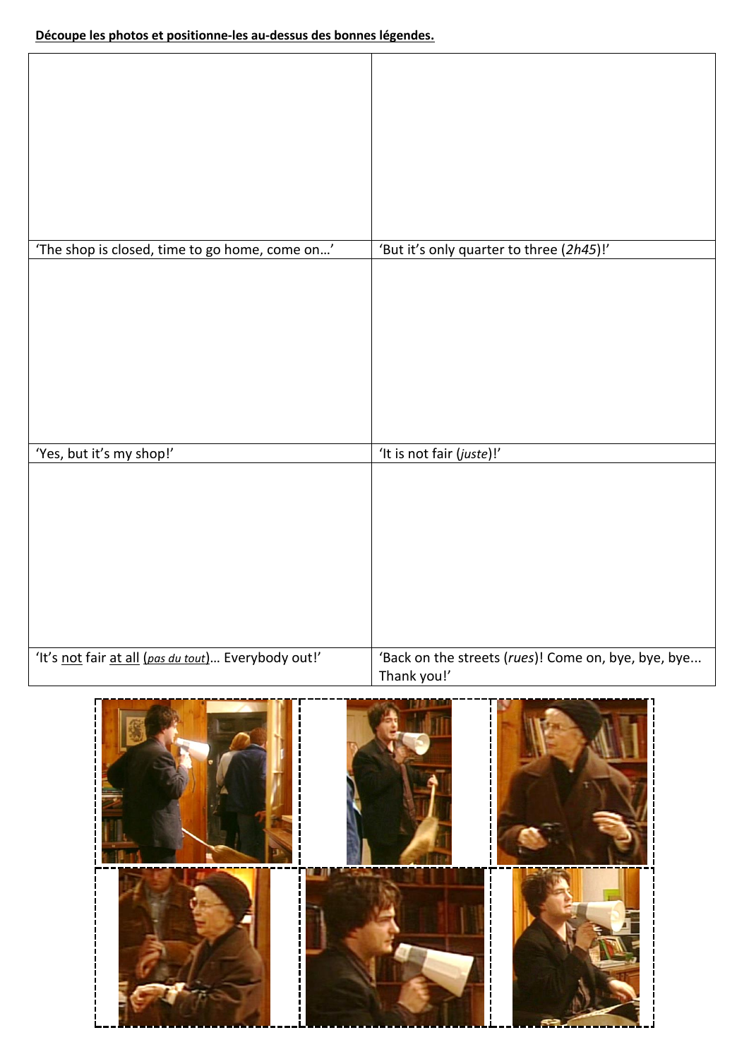**Découpe les photos et positionne-les au-dessus des bonnes légendes.**

| | |
|---|---|
| | |
| 'The shop is closed, time to go home, come on…' | 'But it's only quarter to three (*2h45*)!' |
| | |
| 'Yes, but it's my shop!' | 'It is not fair (*juste*)!' |
| | |
| 'It's not fair at all (*pas du tout*)… Everybody out!' | 'Back on the streets (*rues*)! Come on, bye, bye, bye... Thank you!' |